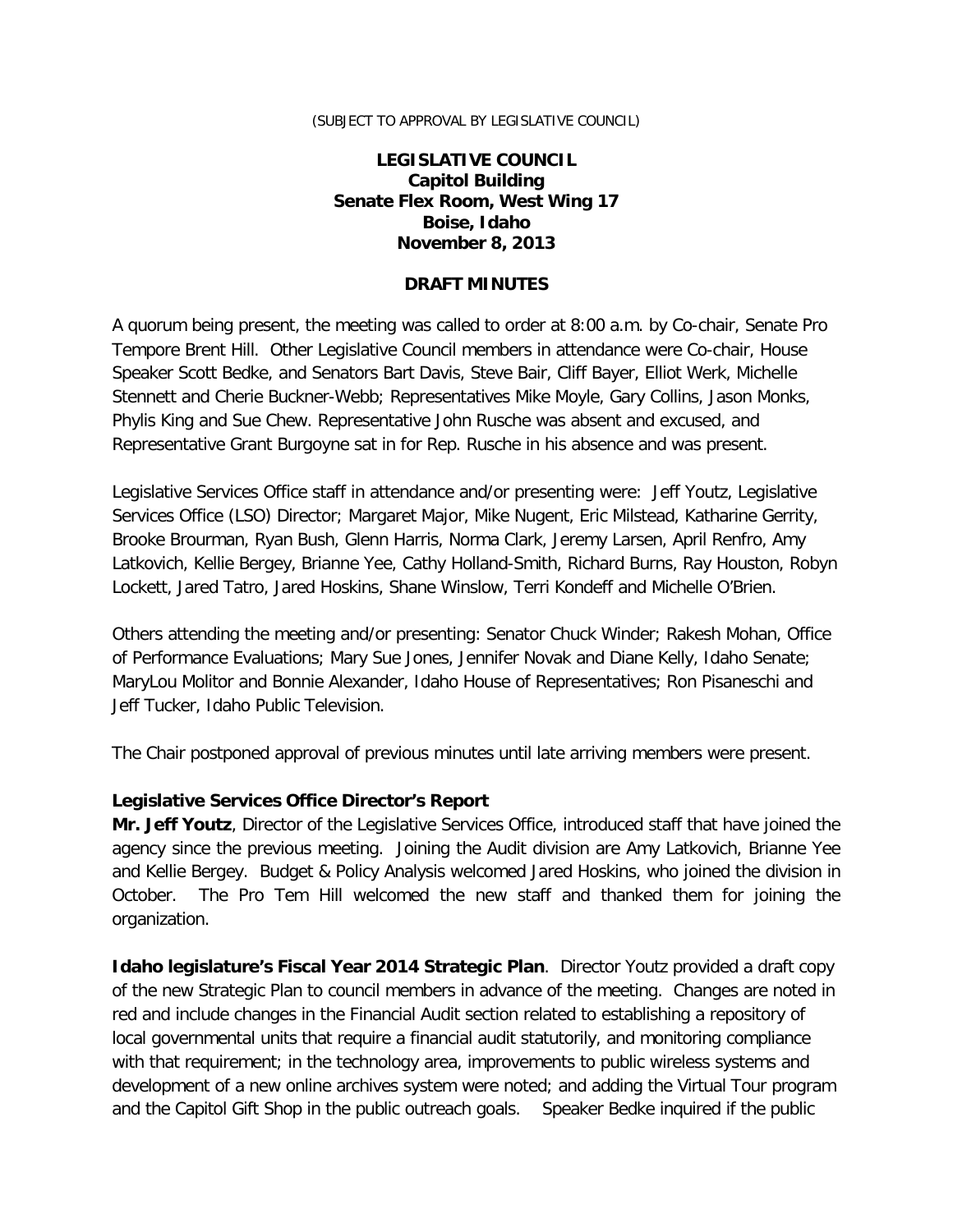(SUBJECT TO APPROVAL BY LEGISLATIVE COUNCIL)

**LEGISLATIVE COUNCIL**
**Capitol Building**
**Senate Flex Room, West Wing 17**
**Boise, Idaho**
**November 8, 2013**

**DRAFT MINUTES**

A quorum being present, the meeting was called to order at 8:00 a.m. by Co-chair, Senate Pro Tempore Brent Hill. Other Legislative Council members in attendance were Co-chair, House Speaker Scott Bedke, and Senators Bart Davis, Steve Bair, Cliff Bayer, Elliot Werk, Michelle Stennett and Cherie Buckner-Webb; Representatives Mike Moyle, Gary Collins, Jason Monks, Phylis King and Sue Chew. Representative John Rusche was absent and excused, and Representative Grant Burgoyne sat in for Rep. Rusche in his absence and was present.

Legislative Services Office staff in attendance and/or presenting were: Jeff Youtz, Legislative Services Office (LSO) Director; Margaret Major, Mike Nugent, Eric Milstead, Katharine Gerrity, Brooke Brourman, Ryan Bush, Glenn Harris, Norma Clark, Jeremy Larsen, April Renfro, Amy Latkovich, Kellie Bergey, Brianne Yee, Cathy Holland-Smith, Richard Burns, Ray Houston, Robyn Lockett, Jared Tatro, Jared Hoskins, Shane Winslow, Terri Kondeff and Michelle O'Brien.

Others attending the meeting and/or presenting: Senator Chuck Winder; Rakesh Mohan, Office of Performance Evaluations; Mary Sue Jones, Jennifer Novak and Diane Kelly, Idaho Senate; MaryLou Molitor and Bonnie Alexander, Idaho House of Representatives; Ron Pisaneschi and Jeff Tucker, Idaho Public Television.

The Chair postponed approval of previous minutes until late arriving members were present.

**Legislative Services Office Director's Report**

**Mr. Jeff Youtz**, Director of the Legislative Services Office, introduced staff that have joined the agency since the previous meeting. Joining the Audit division are Amy Latkovich, Brianne Yee and Kellie Bergey. Budget & Policy Analysis welcomed Jared Hoskins, who joined the division in October. The Pro Tem Hill welcomed the new staff and thanked them for joining the organization.

**Idaho legislature's Fiscal Year 2014 Strategic Plan**. Director Youtz provided a draft copy of the new Strategic Plan to council members in advance of the meeting. Changes are noted in red and include changes in the Financial Audit section related to establishing a repository of local governmental units that require a financial audit statutorily, and monitoring compliance with that requirement; in the technology area, improvements to public wireless systems and development of a new online archives system were noted; and adding the Virtual Tour program and the Capitol Gift Shop in the public outreach goals. Speaker Bedke inquired if the public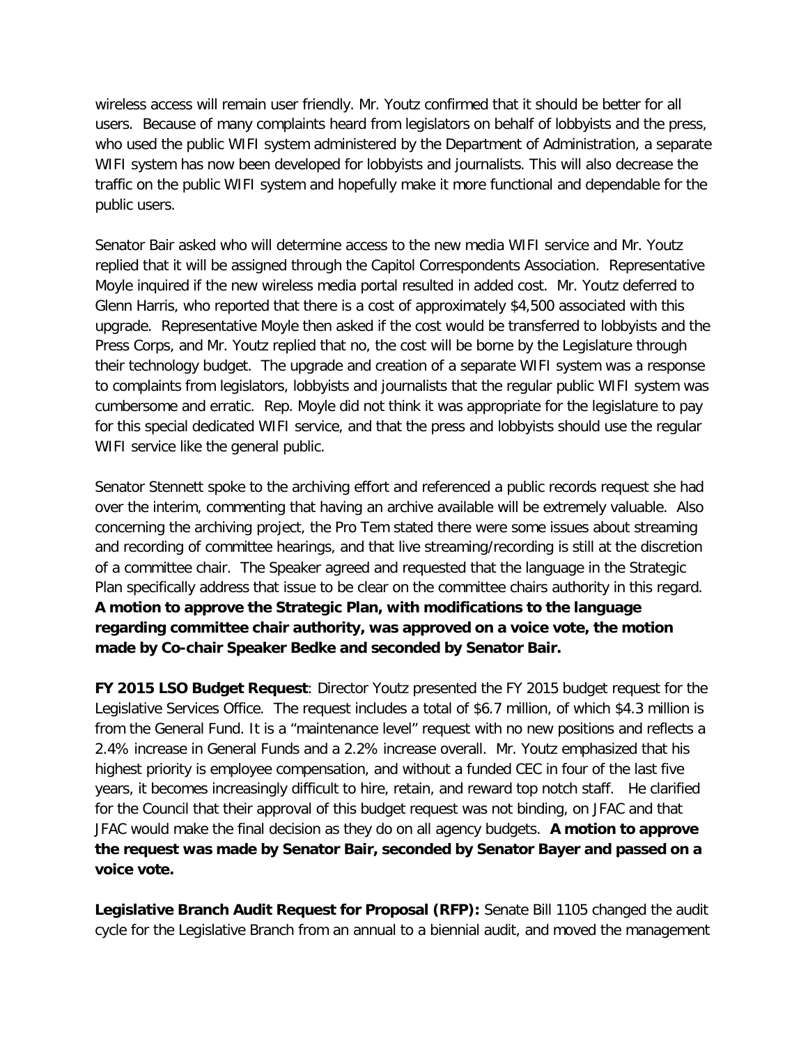wireless access will remain user friendly. Mr. Youtz confirmed that it should be better for all users. Because of many complaints heard from legislators on behalf of lobbyists and the press, who used the public WIFI system administered by the Department of Administration, a separate WIFI system has now been developed for lobbyists and journalists. This will also decrease the traffic on the public WIFI system and hopefully make it more functional and dependable for the public users.

Senator Bair asked who will determine access to the new media WIFI service and Mr. Youtz replied that it will be assigned through the Capitol Correspondents Association. Representative Moyle inquired if the new wireless media portal resulted in added cost. Mr. Youtz deferred to Glenn Harris, who reported that there is a cost of approximately $4,500 associated with this upgrade. Representative Moyle then asked if the cost would be transferred to lobbyists and the Press Corps, and Mr. Youtz replied that no, the cost will be borne by the Legislature through their technology budget. The upgrade and creation of a separate WIFI system was a response to complaints from legislators, lobbyists and journalists that the regular public WIFI system was cumbersome and erratic. Rep. Moyle did not think it was appropriate for the legislature to pay for this special dedicated WIFI service, and that the press and lobbyists should use the regular WIFI service like the general public.

Senator Stennett spoke to the archiving effort and referenced a public records request she had over the interim, commenting that having an archive available will be extremely valuable. Also concerning the archiving project, the Pro Tem stated there were some issues about streaming and recording of committee hearings, and that live streaming/recording is still at the discretion of a committee chair. The Speaker agreed and requested that the language in the Strategic Plan specifically address that issue to be clear on the committee chairs authority in this regard. **A motion to approve the Strategic Plan, with modifications to the language regarding committee chair authority, was approved on a voice vote, the motion made by Co-chair Speaker Bedke and seconded by Senator Bair.**

**FY 2015 LSO Budget Request**: Director Youtz presented the FY 2015 budget request for the Legislative Services Office. The request includes a total of $6.7 million, of which $4.3 million is from the General Fund. It is a "maintenance level" request with no new positions and reflects a 2.4% increase in General Funds and a 2.2% increase overall. Mr. Youtz emphasized that his highest priority is employee compensation, and without a funded CEC in four of the last five years, it becomes increasingly difficult to hire, retain, and reward top notch staff. He clarified for the Council that their approval of this budget request was not binding, on JFAC and that JFAC would make the final decision as they do on all agency budgets. **A motion to approve the request was made by Senator Bair, seconded by Senator Bayer and passed on a voice vote.**

**Legislative Branch Audit Request for Proposal (RFP):** Senate Bill 1105 changed the audit cycle for the Legislative Branch from an annual to a biennial audit, and moved the management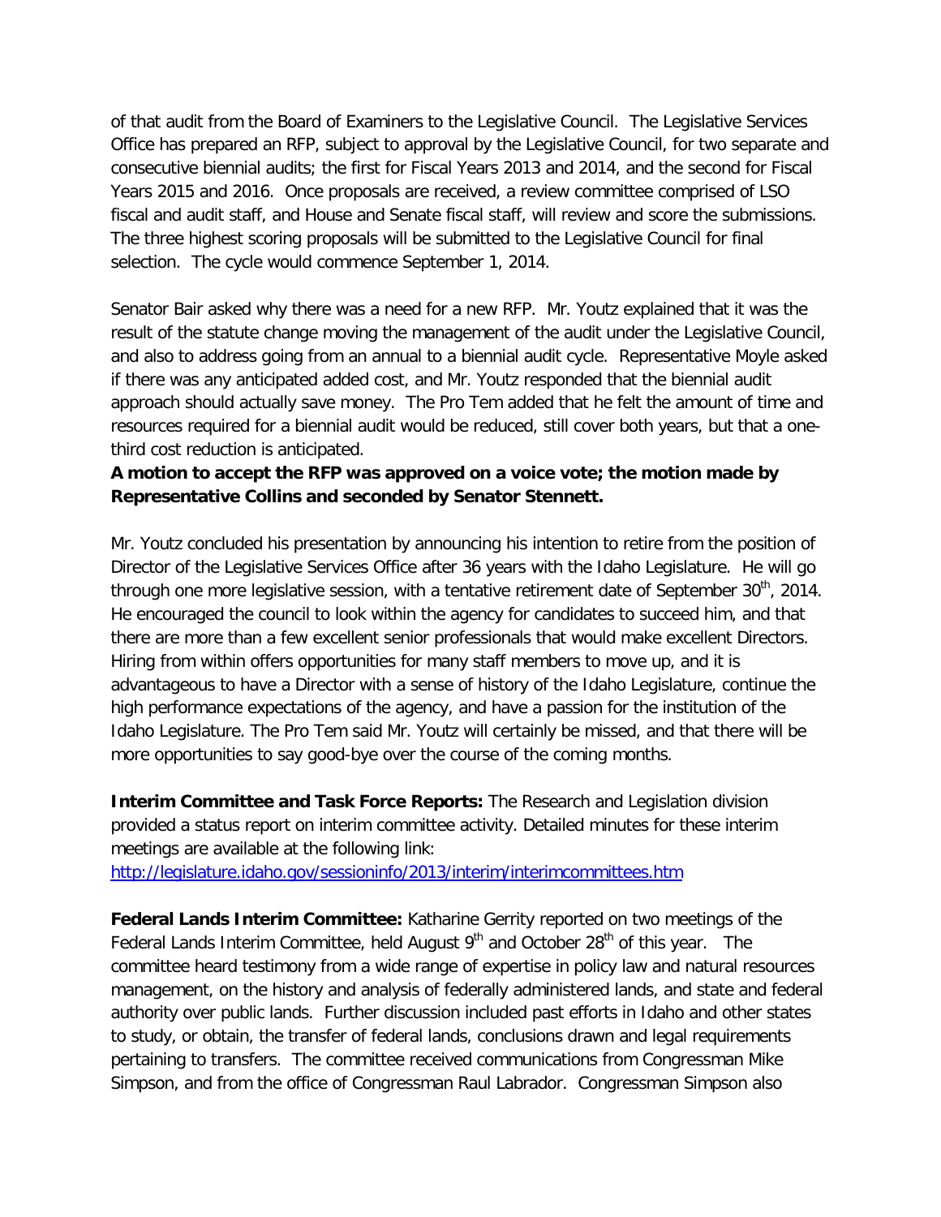of that audit from the Board of Examiners to the Legislative Council. The Legislative Services Office has prepared an RFP, subject to approval by the Legislative Council, for two separate and consecutive biennial audits; the first for Fiscal Years 2013 and 2014, and the second for Fiscal Years 2015 and 2016. Once proposals are received, a review committee comprised of LSO fiscal and audit staff, and House and Senate fiscal staff, will review and score the submissions. The three highest scoring proposals will be submitted to the Legislative Council for final selection. The cycle would commence September 1, 2014.

Senator Bair asked why there was a need for a new RFP. Mr. Youtz explained that it was the result of the statute change moving the management of the audit under the Legislative Council, and also to address going from an annual to a biennial audit cycle. Representative Moyle asked if there was any anticipated added cost, and Mr. Youtz responded that the biennial audit approach should actually save money. The Pro Tem added that he felt the amount of time and resources required for a biennial audit would be reduced, still cover both years, but that a one-third cost reduction is anticipated.

**A motion to accept the RFP was approved on a voice vote; the motion made by Representative Collins and seconded by Senator Stennett.**

Mr. Youtz concluded his presentation by announcing his intention to retire from the position of Director of the Legislative Services Office after 36 years with the Idaho Legislature. He will go through one more legislative session, with a tentative retirement date of September 30th, 2014. He encouraged the council to look within the agency for candidates to succeed him, and that there are more than a few excellent senior professionals that would make excellent Directors. Hiring from within offers opportunities for many staff members to move up, and it is advantageous to have a Director with a sense of history of the Idaho Legislature, continue the high performance expectations of the agency, and have a passion for the institution of the Idaho Legislature. The Pro Tem said Mr. Youtz will certainly be missed, and that there will be more opportunities to say good-bye over the course of the coming months.

**Interim Committee and Task Force Reports:** The Research and Legislation division provided a status report on interim committee activity. Detailed minutes for these interim meetings are available at the following link: [http://legislature.idaho.gov/sessioninfo/2013/interim/interimcommittees.htm](http://legislature.idaho.gov/sessioninfo/2013/interim/interimcommittees.htm)

**Federal Lands Interim Committee:** Katharine Gerrity reported on two meetings of the Federal Lands Interim Committee, held August 9th and October 28th of this year. The committee heard testimony from a wide range of expertise in policy law and natural resources management, on the history and analysis of federally administered lands, and state and federal authority over public lands. Further discussion included past efforts in Idaho and other states to study, or obtain, the transfer of federal lands, conclusions drawn and legal requirements pertaining to transfers. The committee received communications from Congressman Mike Simpson, and from the office of Congressman Raul Labrador. Congressman Simpson also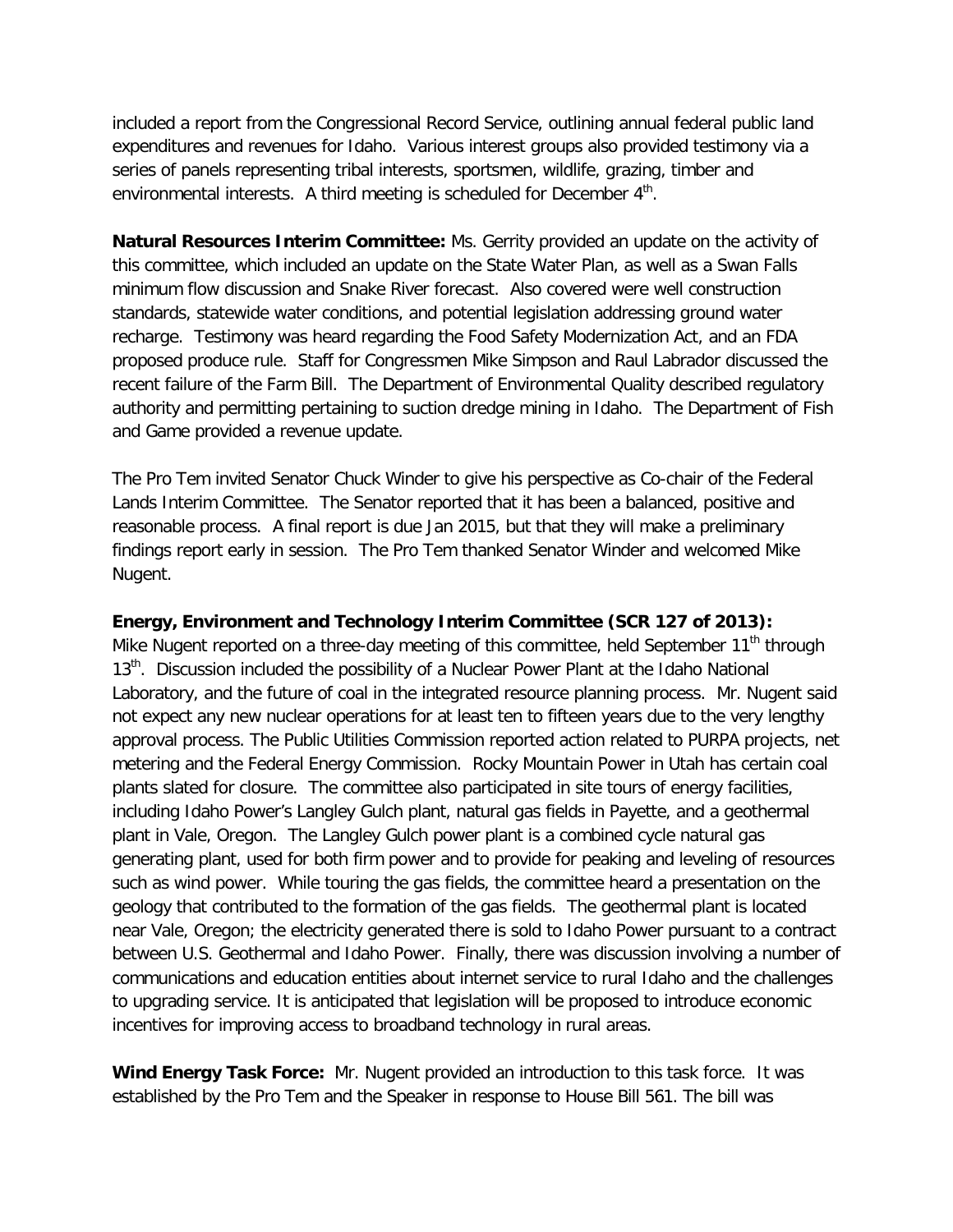included a report from the Congressional Record Service, outlining annual federal public land expenditures and revenues for Idaho. Various interest groups also provided testimony via a series of panels representing tribal interests, sportsmen, wildlife, grazing, timber and environmental interests. A third meeting is scheduled for December 4th.

**Natural Resources Interim Committee:** Ms. Gerrity provided an update on the activity of this committee, which included an update on the State Water Plan, as well as a Swan Falls minimum flow discussion and Snake River forecast. Also covered were well construction standards, statewide water conditions, and potential legislation addressing ground water recharge. Testimony was heard regarding the Food Safety Modernization Act, and an FDA proposed produce rule. Staff for Congressmen Mike Simpson and Raul Labrador discussed the recent failure of the Farm Bill. The Department of Environmental Quality described regulatory authority and permitting pertaining to suction dredge mining in Idaho. The Department of Fish and Game provided a revenue update.

The Pro Tem invited Senator Chuck Winder to give his perspective as Co-chair of the Federal Lands Interim Committee. The Senator reported that it has been a balanced, positive and reasonable process. A final report is due Jan 2015, but that they will make a preliminary findings report early in session. The Pro Tem thanked Senator Winder and welcomed Mike Nugent.

**Energy, Environment and Technology Interim Committee (SCR 127 of 2013):** Mike Nugent reported on a three-day meeting of this committee, held September 11th through 13th. Discussion included the possibility of a Nuclear Power Plant at the Idaho National Laboratory, and the future of coal in the integrated resource planning process. Mr. Nugent said not expect any new nuclear operations for at least ten to fifteen years due to the very lengthy approval process. The Public Utilities Commission reported action related to PURPA projects, net metering and the Federal Energy Commission. Rocky Mountain Power in Utah has certain coal plants slated for closure. The committee also participated in site tours of energy facilities, including Idaho Power's Langley Gulch plant, natural gas fields in Payette, and a geothermal plant in Vale, Oregon. The Langley Gulch power plant is a combined cycle natural gas generating plant, used for both firm power and to provide for peaking and leveling of resources such as wind power. While touring the gas fields, the committee heard a presentation on the geology that contributed to the formation of the gas fields. The geothermal plant is located near Vale, Oregon; the electricity generated there is sold to Idaho Power pursuant to a contract between U.S. Geothermal and Idaho Power. Finally, there was discussion involving a number of communications and education entities about internet service to rural Idaho and the challenges to upgrading service. It is anticipated that legislation will be proposed to introduce economic incentives for improving access to broadband technology in rural areas.

**Wind Energy Task Force:** Mr. Nugent provided an introduction to this task force. It was established by the Pro Tem and the Speaker in response to House Bill 561. The bill was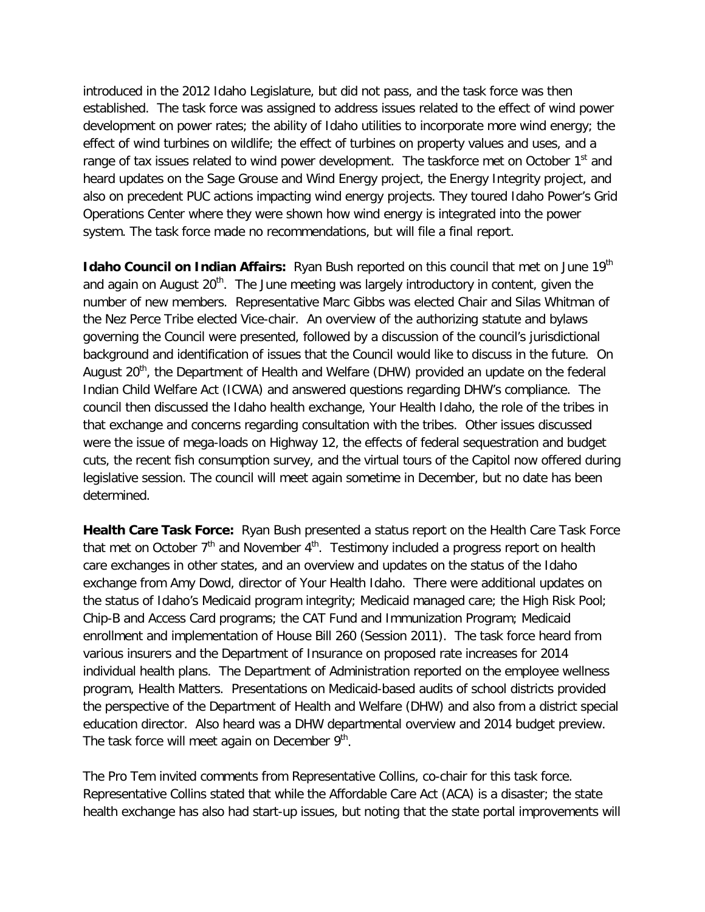introduced in the 2012 Idaho Legislature, but did not pass, and the task force was then established. The task force was assigned to address issues related to the effect of wind power development on power rates; the ability of Idaho utilities to incorporate more wind energy; the effect of wind turbines on wildlife; the effect of turbines on property values and uses, and a range of tax issues related to wind power development. The taskforce met on October 1st and heard updates on the Sage Grouse and Wind Energy project, the Energy Integrity project, and also on precedent PUC actions impacting wind energy projects. They toured Idaho Power's Grid Operations Center where they were shown how wind energy is integrated into the power system. The task force made no recommendations, but will file a final report.

**Idaho Council on Indian Affairs:** Ryan Bush reported on this council that met on June 19th and again on August 20th. The June meeting was largely introductory in content, given the number of new members. Representative Marc Gibbs was elected Chair and Silas Whitman of the Nez Perce Tribe elected Vice-chair. An overview of the authorizing statute and bylaws governing the Council were presented, followed by a discussion of the council's jurisdictional background and identification of issues that the Council would like to discuss in the future. On August 20th, the Department of Health and Welfare (DHW) provided an update on the federal Indian Child Welfare Act (ICWA) and answered questions regarding DHW's compliance. The council then discussed the Idaho health exchange, Your Health Idaho, the role of the tribes in that exchange and concerns regarding consultation with the tribes. Other issues discussed were the issue of mega-loads on Highway 12, the effects of federal sequestration and budget cuts, the recent fish consumption survey, and the virtual tours of the Capitol now offered during legislative session. The council will meet again sometime in December, but no date has been determined.

**Health Care Task Force:** Ryan Bush presented a status report on the Health Care Task Force that met on October 7th and November 4th. Testimony included a progress report on health care exchanges in other states, and an overview and updates on the status of the Idaho exchange from Amy Dowd, director of Your Health Idaho. There were additional updates on the status of Idaho's Medicaid program integrity; Medicaid managed care; the High Risk Pool; Chip-B and Access Card programs; the CAT Fund and Immunization Program; Medicaid enrollment and implementation of House Bill 260 (Session 2011). The task force heard from various insurers and the Department of Insurance on proposed rate increases for 2014 individual health plans. The Department of Administration reported on the employee wellness program, Health Matters. Presentations on Medicaid-based audits of school districts provided the perspective of the Department of Health and Welfare (DHW) and also from a district special education director. Also heard was a DHW departmental overview and 2014 budget preview. The task force will meet again on December 9th.

The Pro Tem invited comments from Representative Collins, co-chair for this task force. Representative Collins stated that while the Affordable Care Act (ACA) is a disaster; the state health exchange has also had start-up issues, but noting that the state portal improvements will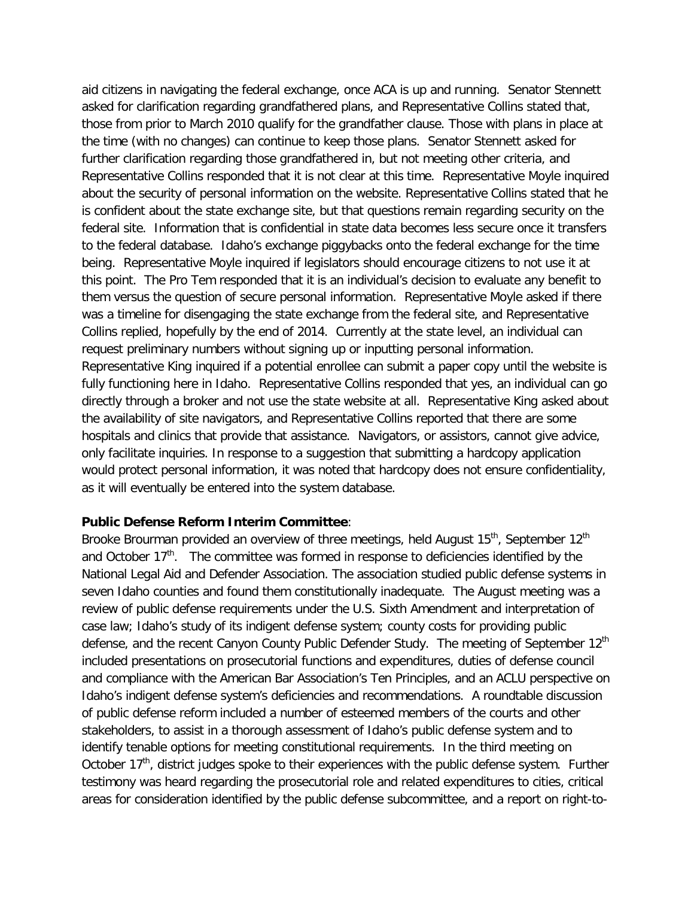aid citizens in navigating the federal exchange, once ACA is up and running. Senator Stennett asked for clarification regarding grandfathered plans, and Representative Collins stated that, those from prior to March 2010 qualify for the grandfather clause. Those with plans in place at the time (with no changes) can continue to keep those plans. Senator Stennett asked for further clarification regarding those grandfathered in, but not meeting other criteria, and Representative Collins responded that it is not clear at this time. Representative Moyle inquired about the security of personal information on the website. Representative Collins stated that he is confident about the state exchange site, but that questions remain regarding security on the federal site. Information that is confidential in state data becomes less secure once it transfers to the federal database. Idaho's exchange piggybacks onto the federal exchange for the time being. Representative Moyle inquired if legislators should encourage citizens to not use it at this point. The Pro Tem responded that it is an individual's decision to evaluate any benefit to them versus the question of secure personal information. Representative Moyle asked if there was a timeline for disengaging the state exchange from the federal site, and Representative Collins replied, hopefully by the end of 2014. Currently at the state level, an individual can request preliminary numbers without signing up or inputting personal information. Representative King inquired if a potential enrollee can submit a paper copy until the website is fully functioning here in Idaho. Representative Collins responded that yes, an individual can go directly through a broker and not use the state website at all. Representative King asked about the availability of site navigators, and Representative Collins reported that there are some hospitals and clinics that provide that assistance. Navigators, or assistors, cannot give advice, only facilitate inquiries. In response to a suggestion that submitting a hardcopy application would protect personal information, it was noted that hardcopy does not ensure confidentiality, as it will eventually be entered into the system database.

**Public Defense Reform Interim Committee**:
Brooke Brourman provided an overview of three meetings, held August 15th, September 12th and October 17th. The committee was formed in response to deficiencies identified by the National Legal Aid and Defender Association. The association studied public defense systems in seven Idaho counties and found them constitutionally inadequate. The August meeting was a review of public defense requirements under the U.S. Sixth Amendment and interpretation of case law; Idaho's study of its indigent defense system; county costs for providing public defense, and the recent Canyon County Public Defender Study. The meeting of September 12th included presentations on prosecutorial functions and expenditures, duties of defense council and compliance with the American Bar Association's Ten Principles, and an ACLU perspective on Idaho's indigent defense system's deficiencies and recommendations. A roundtable discussion of public defense reform included a number of esteemed members of the courts and other stakeholders, to assist in a thorough assessment of Idaho's public defense system and to identify tenable options for meeting constitutional requirements. In the third meeting on October 17th, district judges spoke to their experiences with the public defense system. Further testimony was heard regarding the prosecutorial role and related expenditures to cities, critical areas for consideration identified by the public defense subcommittee, and a report on right-to-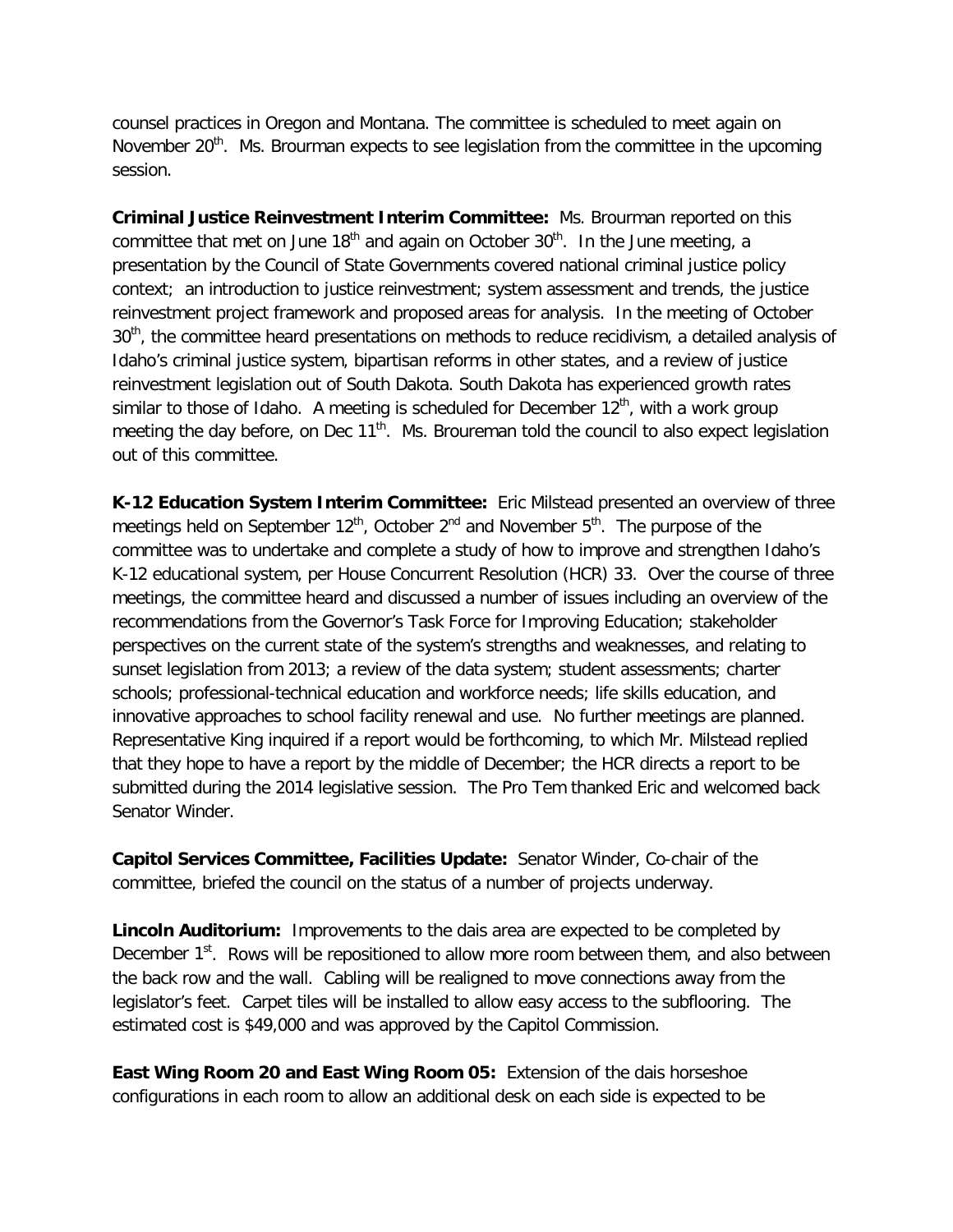counsel practices in Oregon and Montana. The committee is scheduled to meet again on November 20th. Ms. Brourman expects to see legislation from the committee in the upcoming session.

**Criminal Justice Reinvestment Interim Committee:** Ms. Brourman reported on this committee that met on June 18th and again on October 30th. In the June meeting, a presentation by the Council of State Governments covered national criminal justice policy context; an introduction to justice reinvestment; system assessment and trends, the justice reinvestment project framework and proposed areas for analysis. In the meeting of October 30th, the committee heard presentations on methods to reduce recidivism, a detailed analysis of Idaho's criminal justice system, bipartisan reforms in other states, and a review of justice reinvestment legislation out of South Dakota. South Dakota has experienced growth rates similar to those of Idaho. A meeting is scheduled for December 12th, with a work group meeting the day before, on Dec 11th. Ms. Broureman told the council to also expect legislation out of this committee.

**K-12 Education System Interim Committee:** Eric Milstead presented an overview of three meetings held on September 12th, October 2nd and November 5th. The purpose of the committee was to undertake and complete a study of how to improve and strengthen Idaho's K-12 educational system, per House Concurrent Resolution (HCR) 33. Over the course of three meetings, the committee heard and discussed a number of issues including an overview of the recommendations from the Governor's Task Force for Improving Education; stakeholder perspectives on the current state of the system's strengths and weaknesses, and relating to sunset legislation from 2013; a review of the data system; student assessments; charter schools; professional-technical education and workforce needs; life skills education, and innovative approaches to school facility renewal and use. No further meetings are planned. Representative King inquired if a report would be forthcoming, to which Mr. Milstead replied that they hope to have a report by the middle of December; the HCR directs a report to be submitted during the 2014 legislative session. The Pro Tem thanked Eric and welcomed back Senator Winder.

**Capitol Services Committee, Facilities Update:** Senator Winder, Co-chair of the committee, briefed the council on the status of a number of projects underway.

**Lincoln Auditorium:** Improvements to the dais area are expected to be completed by December 1st. Rows will be repositioned to allow more room between them, and also between the back row and the wall. Cabling will be realigned to move connections away from the legislator's feet. Carpet tiles will be installed to allow easy access to the subflooring. The estimated cost is $49,000 and was approved by the Capitol Commission.

**East Wing Room 20 and East Wing Room 05:** Extension of the dais horseshoe configurations in each room to allow an additional desk on each side is expected to be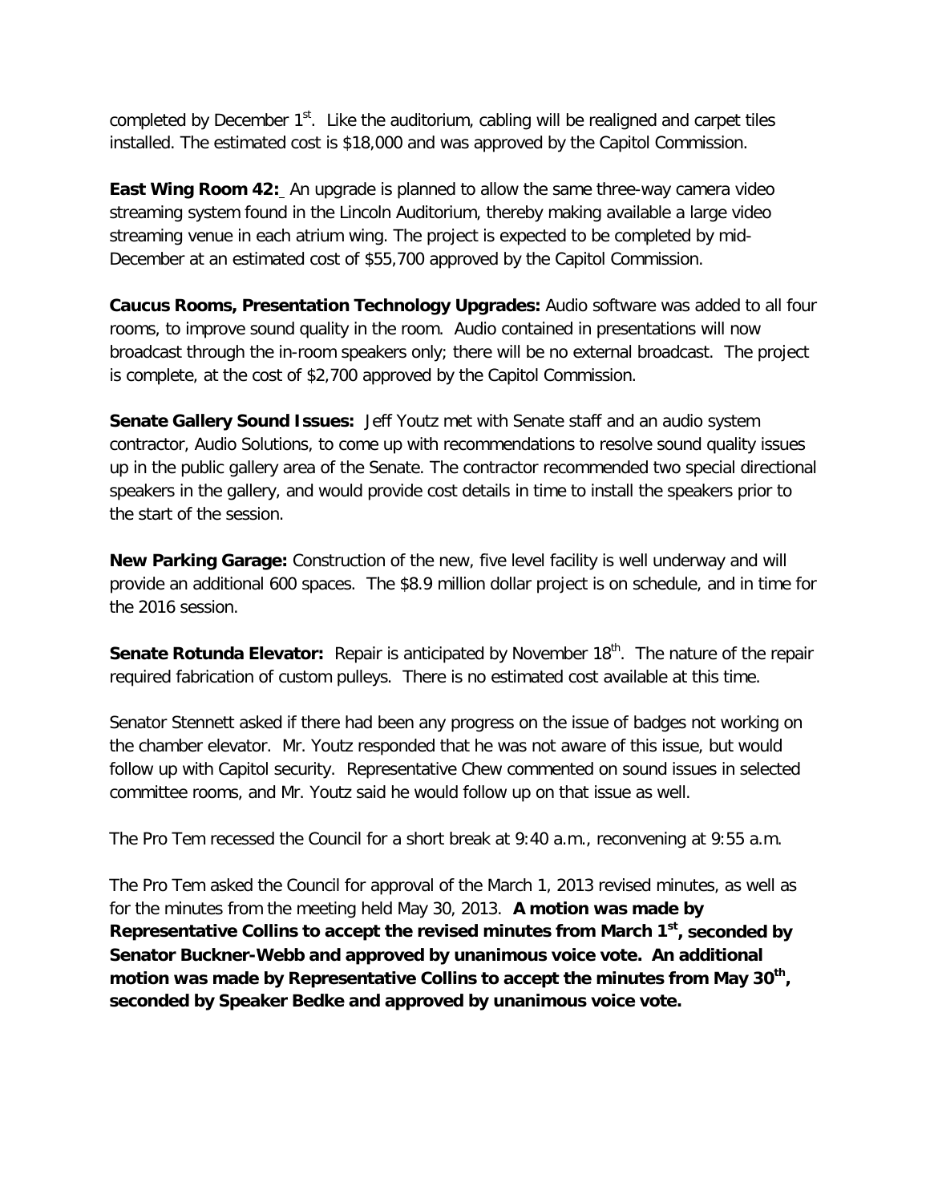completed by December 1st. Like the auditorium, cabling will be realigned and carpet tiles installed. The estimated cost is $18,000 and was approved by the Capitol Commission.

**East Wing Room 42:** An upgrade is planned to allow the same three-way camera video streaming system found in the Lincoln Auditorium, thereby making available a large video streaming venue in each atrium wing. The project is expected to be completed by mid-December at an estimated cost of $55,700 approved by the Capitol Commission.

**Caucus Rooms, Presentation Technology Upgrades:** Audio software was added to all four rooms, to improve sound quality in the room. Audio contained in presentations will now broadcast through the in-room speakers only; there will be no external broadcast. The project is complete, at the cost of $2,700 approved by the Capitol Commission.

**Senate Gallery Sound Issues:** Jeff Youtz met with Senate staff and an audio system contractor, Audio Solutions, to come up with recommendations to resolve sound quality issues up in the public gallery area of the Senate. The contractor recommended two special directional speakers in the gallery, and would provide cost details in time to install the speakers prior to the start of the session.

**New Parking Garage:** Construction of the new, five level facility is well underway and will provide an additional 600 spaces. The $8.9 million dollar project is on schedule, and in time for the 2016 session.

**Senate Rotunda Elevator:** Repair is anticipated by November 18th. The nature of the repair required fabrication of custom pulleys. There is no estimated cost available at this time.

Senator Stennett asked if there had been any progress on the issue of badges not working on the chamber elevator. Mr. Youtz responded that he was not aware of this issue, but would follow up with Capitol security. Representative Chew commented on sound issues in selected committee rooms, and Mr. Youtz said he would follow up on that issue as well.

The Pro Tem recessed the Council for a short break at 9:40 a.m., reconvening at 9:55 a.m.

The Pro Tem asked the Council for approval of the March 1, 2013 revised minutes, as well as for the minutes from the meeting held May 30, 2013. **A motion was made by Representative Collins to accept the revised minutes from March 1st, seconded by Senator Buckner-Webb and approved by unanimous voice vote. An additional motion was made by Representative Collins to accept the minutes from May 30th, seconded by Speaker Bedke and approved by unanimous voice vote.**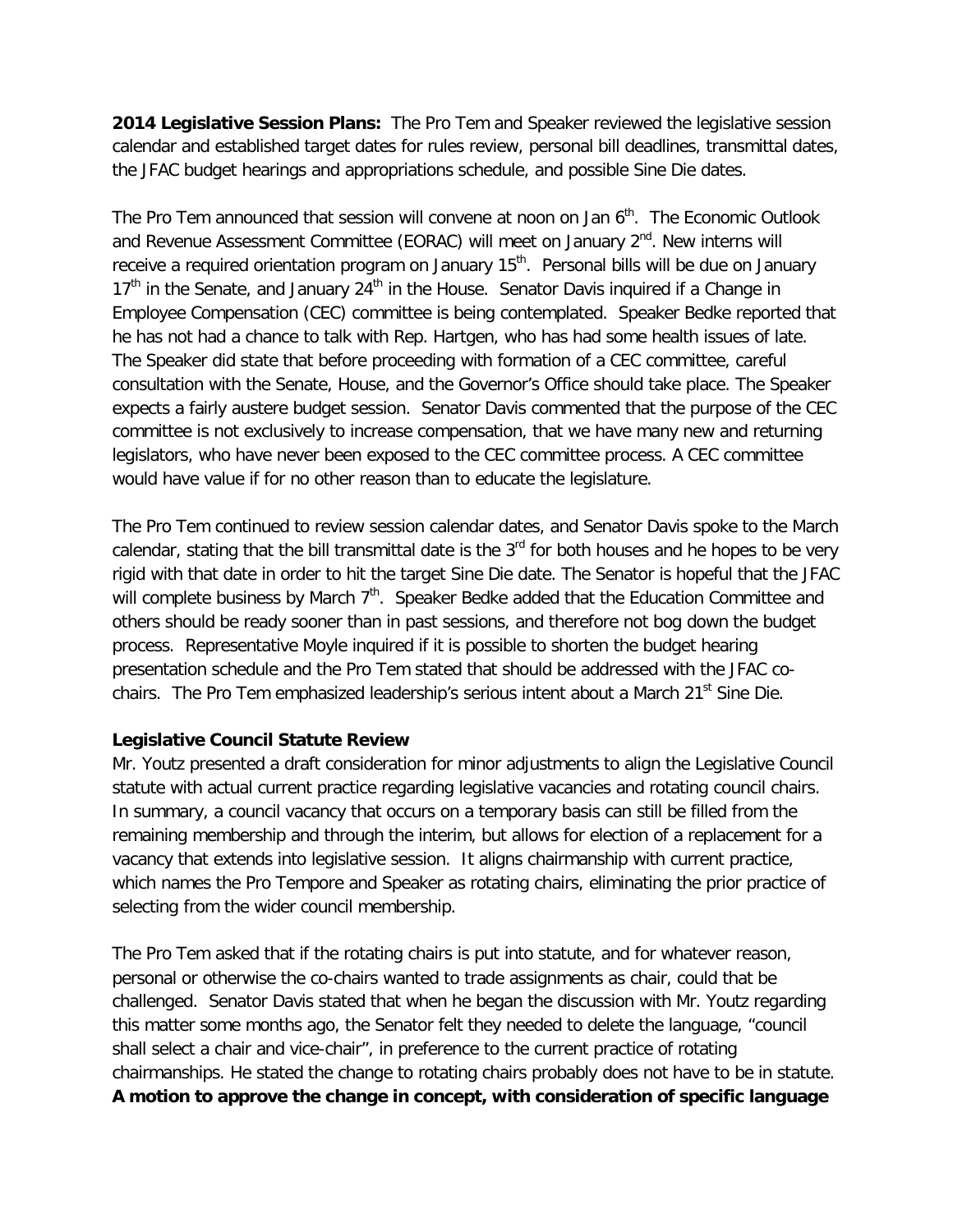**2014 Legislative Session Plans:** The Pro Tem and Speaker reviewed the legislative session calendar and established target dates for rules review, personal bill deadlines, transmittal dates, the JFAC budget hearings and appropriations schedule, and possible Sine Die dates.

The Pro Tem announced that session will convene at noon on Jan 6th. The Economic Outlook and Revenue Assessment Committee (EORAC) will meet on January 2nd. New interns will receive a required orientation program on January 15th. Personal bills will be due on January 17th in the Senate, and January 24th in the House. Senator Davis inquired if a Change in Employee Compensation (CEC) committee is being contemplated. Speaker Bedke reported that he has not had a chance to talk with Rep. Hartgen, who has had some health issues of late. The Speaker did state that before proceeding with formation of a CEC committee, careful consultation with the Senate, House, and the Governor's Office should take place. The Speaker expects a fairly austere budget session. Senator Davis commented that the purpose of the CEC committee is not exclusively to increase compensation, that we have many new and returning legislators, who have never been exposed to the CEC committee process. A CEC committee would have value if for no other reason than to educate the legislature.

The Pro Tem continued to review session calendar dates, and Senator Davis spoke to the March calendar, stating that the bill transmittal date is the 3rd for both houses and he hopes to be very rigid with that date in order to hit the target Sine Die date. The Senator is hopeful that the JFAC will complete business by March 7th. Speaker Bedke added that the Education Committee and others should be ready sooner than in past sessions, and therefore not bog down the budget process. Representative Moyle inquired if it is possible to shorten the budget hearing presentation schedule and the Pro Tem stated that should be addressed with the JFAC co-chairs. The Pro Tem emphasized leadership's serious intent about a March 21st Sine Die.

**Legislative Council Statute Review**

Mr. Youtz presented a draft consideration for minor adjustments to align the Legislative Council statute with actual current practice regarding legislative vacancies and rotating council chairs. In summary, a council vacancy that occurs on a temporary basis can still be filled from the remaining membership and through the interim, but allows for election of a replacement for a vacancy that extends into legislative session. It aligns chairmanship with current practice, which names the Pro Tempore and Speaker as rotating chairs, eliminating the prior practice of selecting from the wider council membership.

The Pro Tem asked that if the rotating chairs is put into statute, and for whatever reason, personal or otherwise the co-chairs wanted to trade assignments as chair, could that be challenged. Senator Davis stated that when he began the discussion with Mr. Youtz regarding this matter some months ago, the Senator felt they needed to delete the language, "council shall select a chair and vice-chair", in preference to the current practice of rotating chairmanships. He stated the change to rotating chairs probably does not have to be in statute. **A motion to approve the change in concept, with consideration of specific language**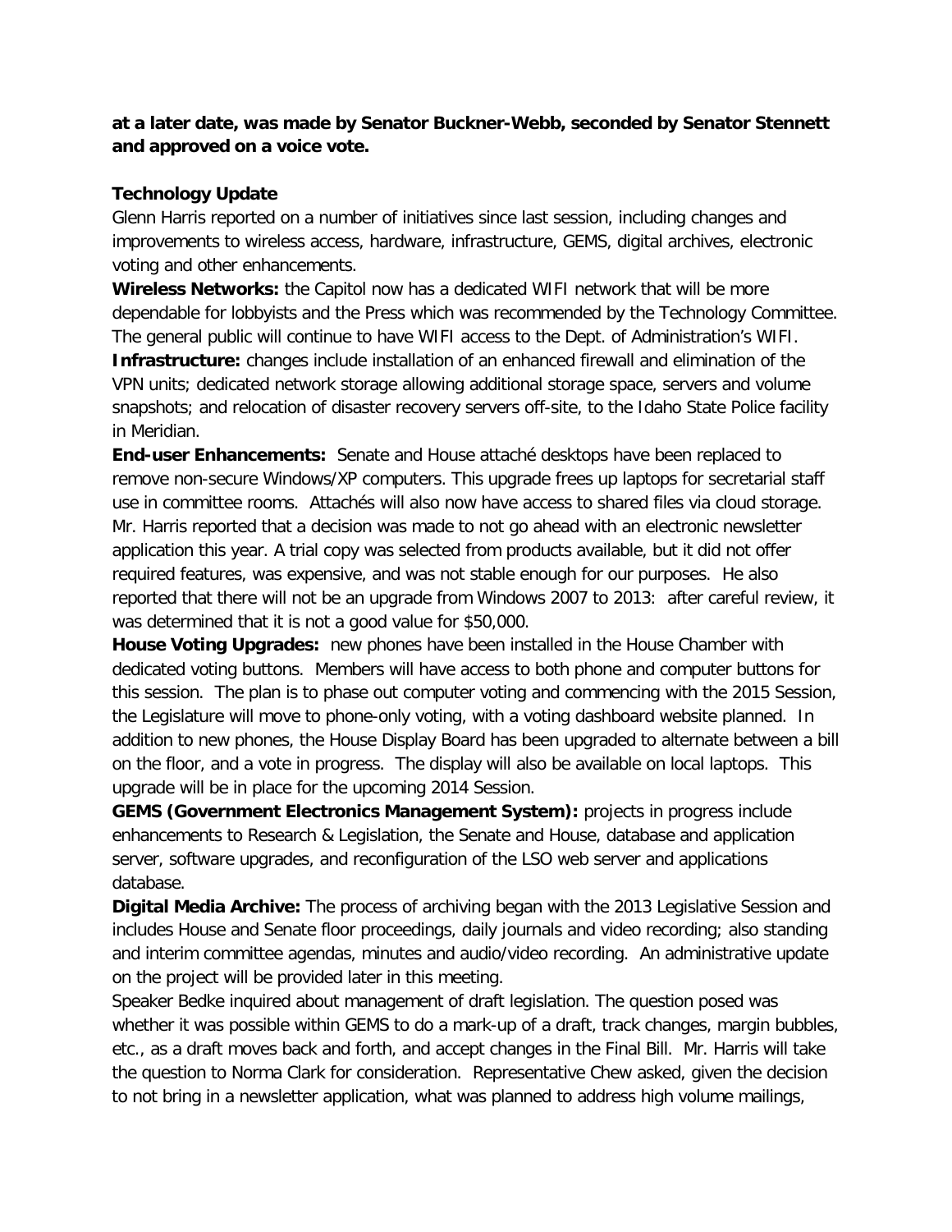**at a later date, was made by Senator Buckner-Webb, seconded by Senator Stennett and approved on a voice vote.**

**Technology Update**

Glenn Harris reported on a number of initiatives since last session, including changes and improvements to wireless access, hardware, infrastructure, GEMS, digital archives, electronic voting and other enhancements.

**Wireless Networks:** the Capitol now has a dedicated WIFI network that will be more dependable for lobbyists and the Press which was recommended by the Technology Committee. The general public will continue to have WIFI access to the Dept. of Administration's WIFI.

**Infrastructure:** changes include installation of an enhanced firewall and elimination of the VPN units; dedicated network storage allowing additional storage space, servers and volume snapshots; and relocation of disaster recovery servers off-site, to the Idaho State Police facility in Meridian.

**End-user Enhancements:** Senate and House attaché desktops have been replaced to remove non-secure Windows/XP computers. This upgrade frees up laptops for secretarial staff use in committee rooms. Attachés will also now have access to shared files via cloud storage. Mr. Harris reported that a decision was made to not go ahead with an electronic newsletter application this year. A trial copy was selected from products available, but it did not offer required features, was expensive, and was not stable enough for our purposes. He also reported that there will not be an upgrade from Windows 2007 to 2013: after careful review, it was determined that it is not a good value for $50,000.

**House Voting Upgrades:** new phones have been installed in the House Chamber with dedicated voting buttons. Members will have access to both phone and computer buttons for this session. The plan is to phase out computer voting and commencing with the 2015 Session, the Legislature will move to phone-only voting, with a voting dashboard website planned. In addition to new phones, the House Display Board has been upgraded to alternate between a bill on the floor, and a vote in progress. The display will also be available on local laptops. This upgrade will be in place for the upcoming 2014 Session.

**GEMS (Government Electronics Management System):** projects in progress include enhancements to Research & Legislation, the Senate and House, database and application server, software upgrades, and reconfiguration of the LSO web server and applications database.

**Digital Media Archive:** The process of archiving began with the 2013 Legislative Session and includes House and Senate floor proceedings, daily journals and video recording; also standing and interim committee agendas, minutes and audio/video recording. An administrative update on the project will be provided later in this meeting.

Speaker Bedke inquired about management of draft legislation. The question posed was whether it was possible within GEMS to do a mark-up of a draft, track changes, margin bubbles, etc., as a draft moves back and forth, and accept changes in the Final Bill. Mr. Harris will take the question to Norma Clark for consideration. Representative Chew asked, given the decision to not bring in a newsletter application, what was planned to address high volume mailings,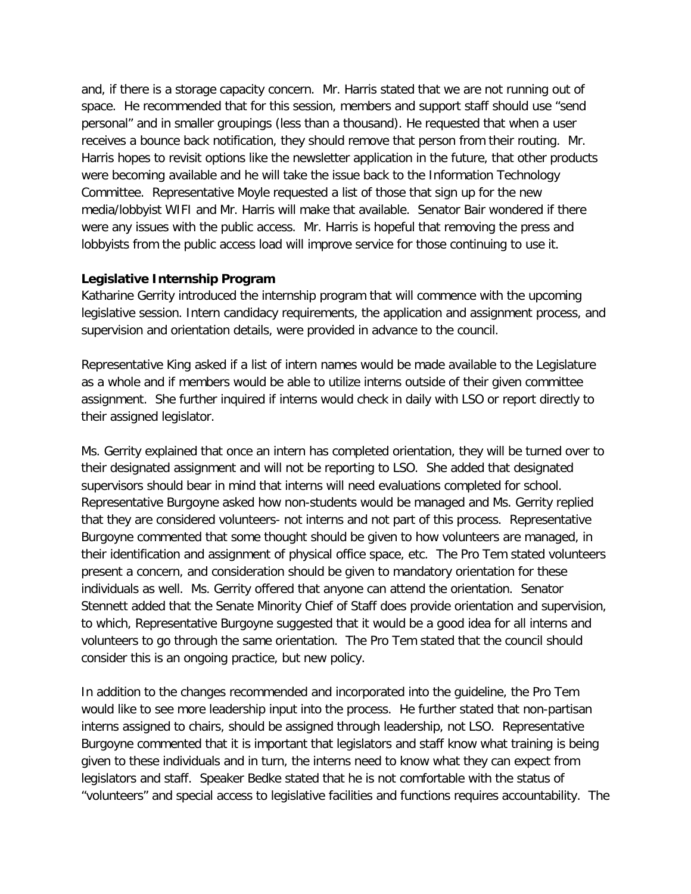and, if there is a storage capacity concern. Mr. Harris stated that we are not running out of space. He recommended that for this session, members and support staff should use "send personal" and in smaller groupings (less than a thousand). He requested that when a user receives a bounce back notification, they should remove that person from their routing. Mr. Harris hopes to revisit options like the newsletter application in the future, that other products were becoming available and he will take the issue back to the Information Technology Committee. Representative Moyle requested a list of those that sign up for the new media/lobbyist WIFI and Mr. Harris will make that available. Senator Bair wondered if there were any issues with the public access. Mr. Harris is hopeful that removing the press and lobbyists from the public access load will improve service for those continuing to use it.

**Legislative Internship Program**

Katharine Gerrity introduced the internship program that will commence with the upcoming legislative session. Intern candidacy requirements, the application and assignment process, and supervision and orientation details, were provided in advance to the council.

Representative King asked if a list of intern names would be made available to the Legislature as a whole and if members would be able to utilize interns outside of their given committee assignment. She further inquired if interns would check in daily with LSO or report directly to their assigned legislator.

Ms. Gerrity explained that once an intern has completed orientation, they will be turned over to their designated assignment and will not be reporting to LSO. She added that designated supervisors should bear in mind that interns will need evaluations completed for school. Representative Burgoyne asked how non-students would be managed and Ms. Gerrity replied that they are considered volunteers- not interns and not part of this process. Representative Burgoyne commented that some thought should be given to how volunteers are managed, in their identification and assignment of physical office space, etc. The Pro Tem stated volunteers present a concern, and consideration should be given to mandatory orientation for these individuals as well. Ms. Gerrity offered that anyone can attend the orientation. Senator Stennett added that the Senate Minority Chief of Staff does provide orientation and supervision, to which, Representative Burgoyne suggested that it would be a good idea for all interns and volunteers to go through the same orientation. The Pro Tem stated that the council should consider this is an ongoing practice, but new policy.

In addition to the changes recommended and incorporated into the guideline, the Pro Tem would like to see more leadership input into the process. He further stated that non-partisan interns assigned to chairs, should be assigned through leadership, not LSO. Representative Burgoyne commented that it is important that legislators and staff know what training is being given to these individuals and in turn, the interns need to know what they can expect from legislators and staff. Speaker Bedke stated that he is not comfortable with the status of "volunteers" and special access to legislative facilities and functions requires accountability. The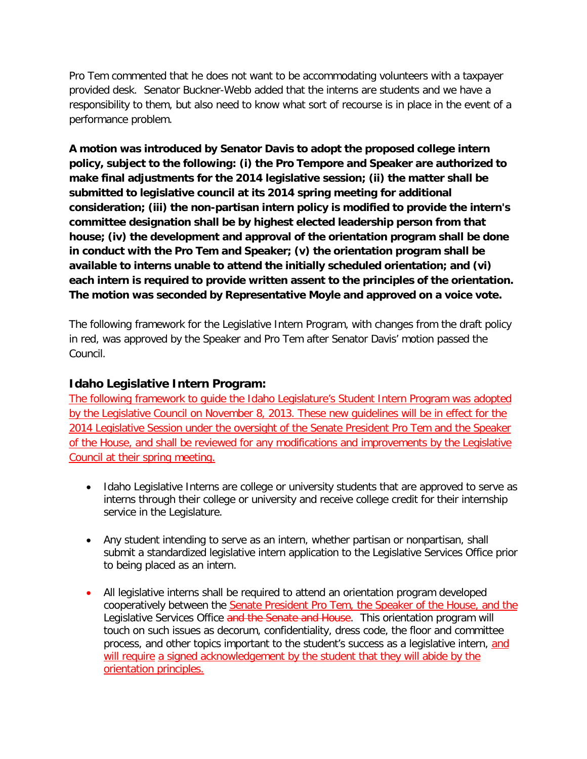Pro Tem commented that he does not want to be accommodating volunteers with a taxpayer provided desk. Senator Buckner-Webb added that the interns are students and we have a responsibility to them, but also need to know what sort of recourse is in place in the event of a performance problem.

**A motion was introduced by Senator Davis to adopt the proposed college intern policy, subject to the following: (i) the Pro Tempore and Speaker are authorized to make final adjustments for the 2014 legislative session; (ii) the matter shall be submitted to legislative council at its 2014 spring meeting for additional consideration; (iii) the non-partisan intern policy is modified to provide the intern's committee designation shall be by highest elected leadership person from that house; (iv) the development and approval of the orientation program shall be done in conduct with the Pro Tem and Speaker; (v) the orientation program shall be available to interns unable to attend the initially scheduled orientation; and (vi) each intern is required to provide written assent to the principles of the orientation. The motion was seconded by Representative Moyle and approved on a voice vote.**

The following framework for the Legislative Intern Program, with changes from the draft policy in red, was approved by the Speaker and Pro Tem after Senator Davis' motion passed the Council.

### Idaho Legislative Intern Program:

<u>The following framework to guide the Idaho Legislature's Student Intern Program was adopted by the Legislative Council on November 8, 2013. These new guidelines will be in effect for the 2014 Legislative Session under the oversight of the Senate President Pro Tem and the Speaker of the House, and shall be reviewed for any modifications and improvements by the Legislative Council at their spring meeting.</u>

- Idaho Legislative Interns are college or university students that are approved to serve as interns through their college or university and receive college credit for their internship service in the Legislature.

- Any student intending to serve as an intern, whether partisan or nonpartisan, shall submit a standardized legislative intern application to the Legislative Services Office prior to being placed as an intern.

- All legislative interns shall be required to attend an orientation program developed cooperatively between the <u>Senate President Pro Tem, the Speaker of the House, and the</u> Legislative Services Office ~~and the Senate and House~~. This orientation program will touch on such issues as decorum, confidentiality, dress code, the floor and committee process, and other topics important to the student's success as a legislative intern, <u>and will require</u> <u>a signed acknowledgement by the student that they will abide by the orientation principles.</u>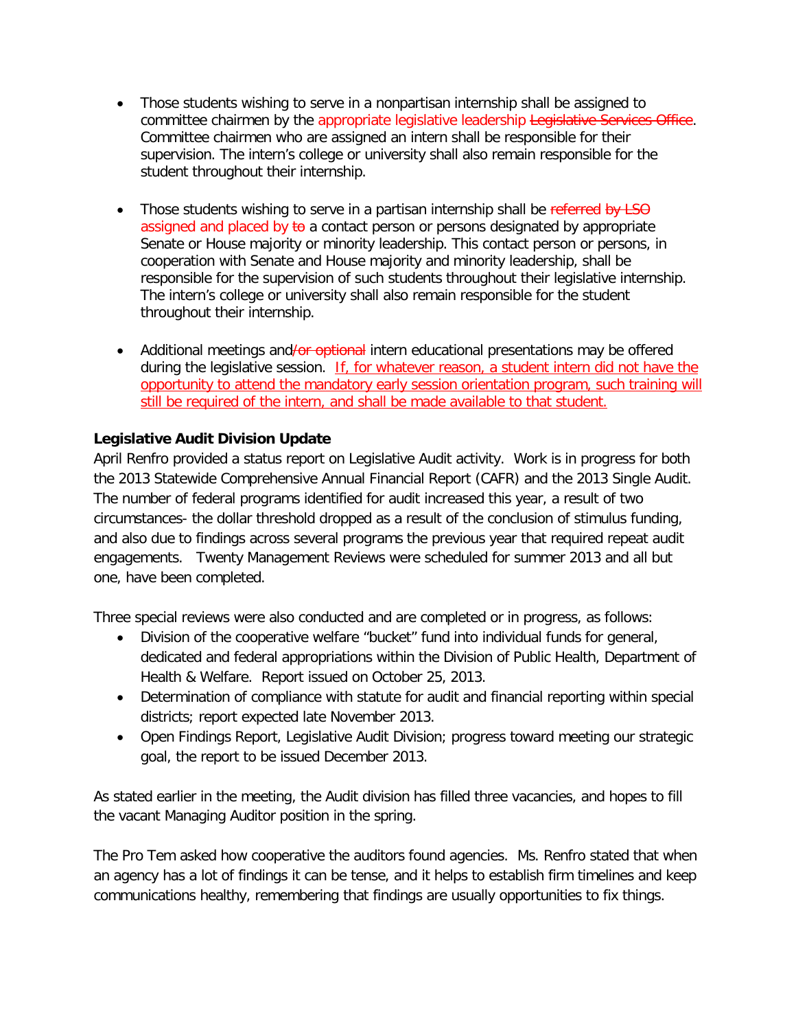- Those students wishing to serve in a nonpartisan internship shall be assigned to committee chairmen by the appropriate legislative leadership ~~Legislative Services Office~~. Committee chairmen who are assigned an intern shall be responsible for their supervision. The intern's college or university shall also remain responsible for the student throughout their internship.

- Those students wishing to serve in a partisan internship shall be ~~referred by LSO~~ assigned and placed by ~~to~~ a contact person or persons designated by appropriate Senate or House majority or minority leadership. This contact person or persons, in cooperation with Senate and House majority and minority leadership, shall be responsible for the supervision of such students throughout their legislative internship. The intern's college or university shall also remain responsible for the student throughout their internship.

- Additional meetings and~~/or optional~~ intern educational presentations may be offered during the legislative session. <u>If, for whatever reason, a student intern did not have the opportunity to attend the mandatory early session orientation program, such training will still be required of the intern, and shall be made available to that student.</u>

**Legislative Audit Division Update**

April Renfro provided a status report on Legislative Audit activity. Work is in progress for both the 2013 Statewide Comprehensive Annual Financial Report (CAFR) and the 2013 Single Audit. The number of federal programs identified for audit increased this year, a result of two circumstances- the dollar threshold dropped as a result of the conclusion of stimulus funding, and also due to findings across several programs the previous year that required repeat audit engagements. Twenty Management Reviews were scheduled for summer 2013 and all but one, have been completed.

Three special reviews were also conducted and are completed or in progress, as follows:

- Division of the cooperative welfare "bucket" fund into individual funds for general, dedicated and federal appropriations within the Division of Public Health, Department of Health & Welfare. Report issued on October 25, 2013.
- Determination of compliance with statute for audit and financial reporting within special districts; report expected late November 2013.
- Open Findings Report, Legislative Audit Division; progress toward meeting our strategic goal, the report to be issued December 2013.

As stated earlier in the meeting, the Audit division has filled three vacancies, and hopes to fill the vacant Managing Auditor position in the spring.

The Pro Tem asked how cooperative the auditors found agencies. Ms. Renfro stated that when an agency has a lot of findings it can be tense, and it helps to establish firm timelines and keep communications healthy, remembering that findings are usually opportunities to fix things.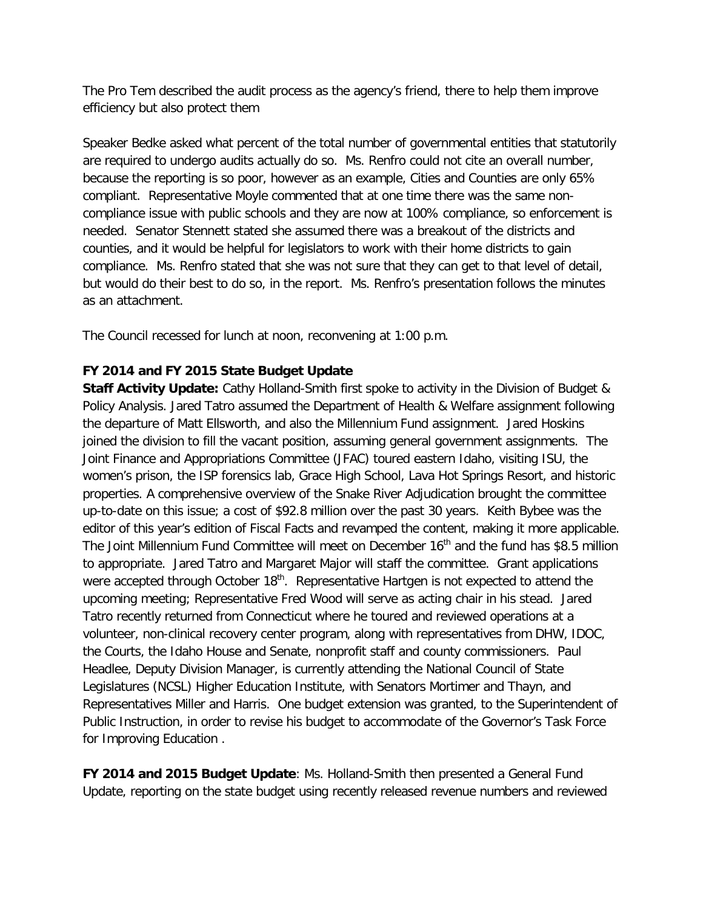The Pro Tem described the audit process as the agency's friend, there to help them improve efficiency but also protect them

Speaker Bedke asked what percent of the total number of governmental entities that statutorily are required to undergo audits actually do so. Ms. Renfro could not cite an overall number, because the reporting is so poor, however as an example, Cities and Counties are only 65% compliant. Representative Moyle commented that at one time there was the same non-compliance issue with public schools and they are now at 100% compliance, so enforcement is needed. Senator Stennett stated she assumed there was a breakout of the districts and counties, and it would be helpful for legislators to work with their home districts to gain compliance. Ms. Renfro stated that she was not sure that they can get to that level of detail, but would do their best to do so, in the report. Ms. Renfro's presentation follows the minutes as an attachment.

The Council recessed for lunch at noon, reconvening at 1:00 p.m.

**FY 2014 and FY 2015 State Budget Update**

**Staff Activity Update:** Cathy Holland-Smith first spoke to activity in the Division of Budget & Policy Analysis. Jared Tatro assumed the Department of Health & Welfare assignment following the departure of Matt Ellsworth, and also the Millennium Fund assignment. Jared Hoskins joined the division to fill the vacant position, assuming general government assignments. The Joint Finance and Appropriations Committee (JFAC) toured eastern Idaho, visiting ISU, the women's prison, the ISP forensics lab, Grace High School, Lava Hot Springs Resort, and historic properties. A comprehensive overview of the Snake River Adjudication brought the committee up-to-date on this issue; a cost of $92.8 million over the past 30 years. Keith Bybee was the editor of this year's edition of Fiscal Facts and revamped the content, making it more applicable. The Joint Millennium Fund Committee will meet on December 16th and the fund has $8.5 million to appropriate. Jared Tatro and Margaret Major will staff the committee. Grant applications were accepted through October 18th. Representative Hartgen is not expected to attend the upcoming meeting; Representative Fred Wood will serve as acting chair in his stead. Jared Tatro recently returned from Connecticut where he toured and reviewed operations at a volunteer, non-clinical recovery center program, along with representatives from DHW, IDOC, the Courts, the Idaho House and Senate, nonprofit staff and county commissioners. Paul Headlee, Deputy Division Manager, is currently attending the National Council of State Legislatures (NCSL) Higher Education Institute, with Senators Mortimer and Thayn, and Representatives Miller and Harris. One budget extension was granted, to the Superintendent of Public Instruction, in order to revise his budget to accommodate of the Governor's Task Force for Improving Education .

**FY 2014 and 2015 Budget Update**: Ms. Holland-Smith then presented a General Fund Update, reporting on the state budget using recently released revenue numbers and reviewed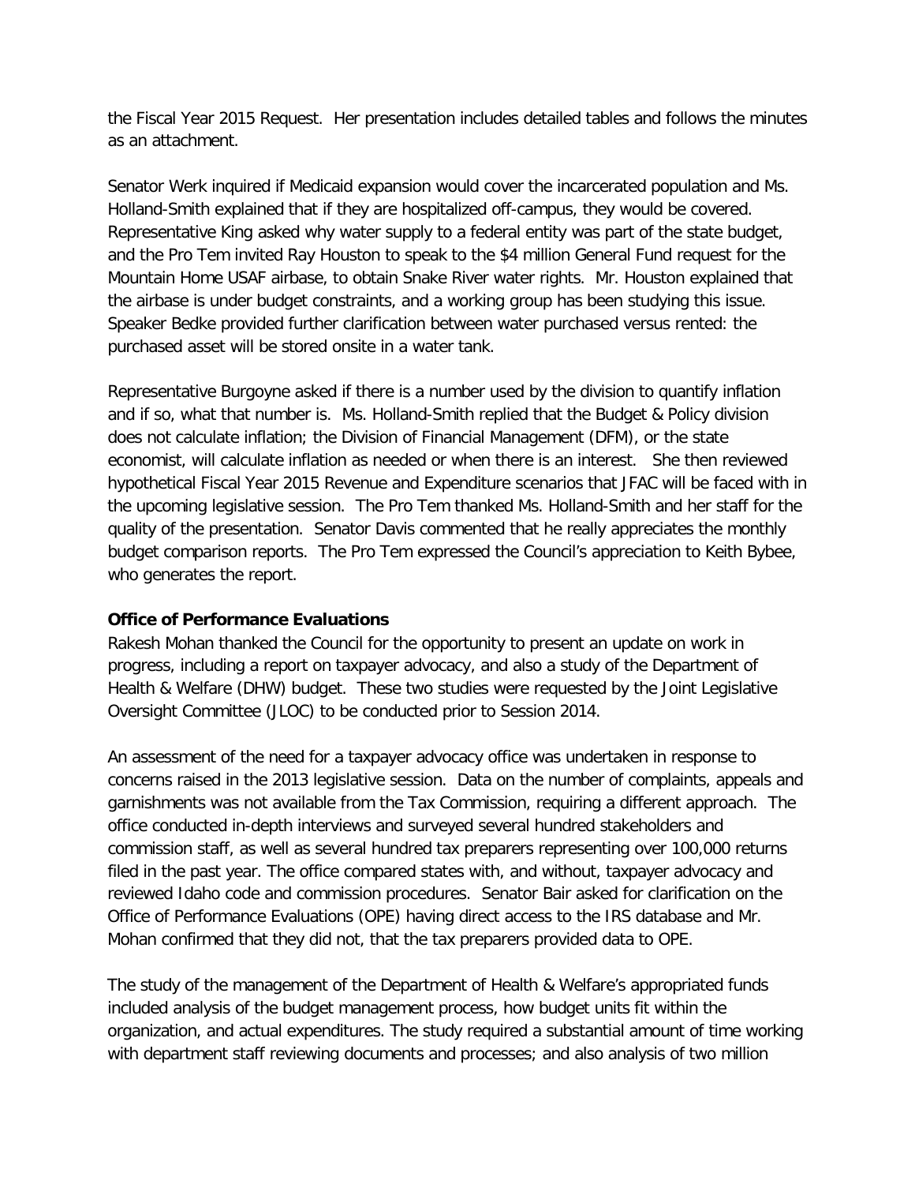the Fiscal Year 2015 Request. Her presentation includes detailed tables and follows the minutes as an attachment.

Senator Werk inquired if Medicaid expansion would cover the incarcerated population and Ms. Holland-Smith explained that if they are hospitalized off-campus, they would be covered. Representative King asked why water supply to a federal entity was part of the state budget, and the Pro Tem invited Ray Houston to speak to the $4 million General Fund request for the Mountain Home USAF airbase, to obtain Snake River water rights. Mr. Houston explained that the airbase is under budget constraints, and a working group has been studying this issue. Speaker Bedke provided further clarification between water purchased versus rented: the purchased asset will be stored onsite in a water tank.

Representative Burgoyne asked if there is a number used by the division to quantify inflation and if so, what that number is. Ms. Holland-Smith replied that the Budget & Policy division does not calculate inflation; the Division of Financial Management (DFM), or the state economist, will calculate inflation as needed or when there is an interest. She then reviewed hypothetical Fiscal Year 2015 Revenue and Expenditure scenarios that JFAC will be faced with in the upcoming legislative session. The Pro Tem thanked Ms. Holland-Smith and her staff for the quality of the presentation. Senator Davis commented that he really appreciates the monthly budget comparison reports. The Pro Tem expressed the Council's appreciation to Keith Bybee, who generates the report.

**Office of Performance Evaluations**

Rakesh Mohan thanked the Council for the opportunity to present an update on work in progress, including a report on taxpayer advocacy, and also a study of the Department of Health & Welfare (DHW) budget. These two studies were requested by the Joint Legislative Oversight Committee (JLOC) to be conducted prior to Session 2014.

An assessment of the need for a taxpayer advocacy office was undertaken in response to concerns raised in the 2013 legislative session. Data on the number of complaints, appeals and garnishments was not available from the Tax Commission, requiring a different approach. The office conducted in-depth interviews and surveyed several hundred stakeholders and commission staff, as well as several hundred tax preparers representing over 100,000 returns filed in the past year. The office compared states with, and without, taxpayer advocacy and reviewed Idaho code and commission procedures. Senator Bair asked for clarification on the Office of Performance Evaluations (OPE) having direct access to the IRS database and Mr. Mohan confirmed that they did not, that the tax preparers provided data to OPE.

The study of the management of the Department of Health & Welfare's appropriated funds included analysis of the budget management process, how budget units fit within the organization, and actual expenditures. The study required a substantial amount of time working with department staff reviewing documents and processes; and also analysis of two million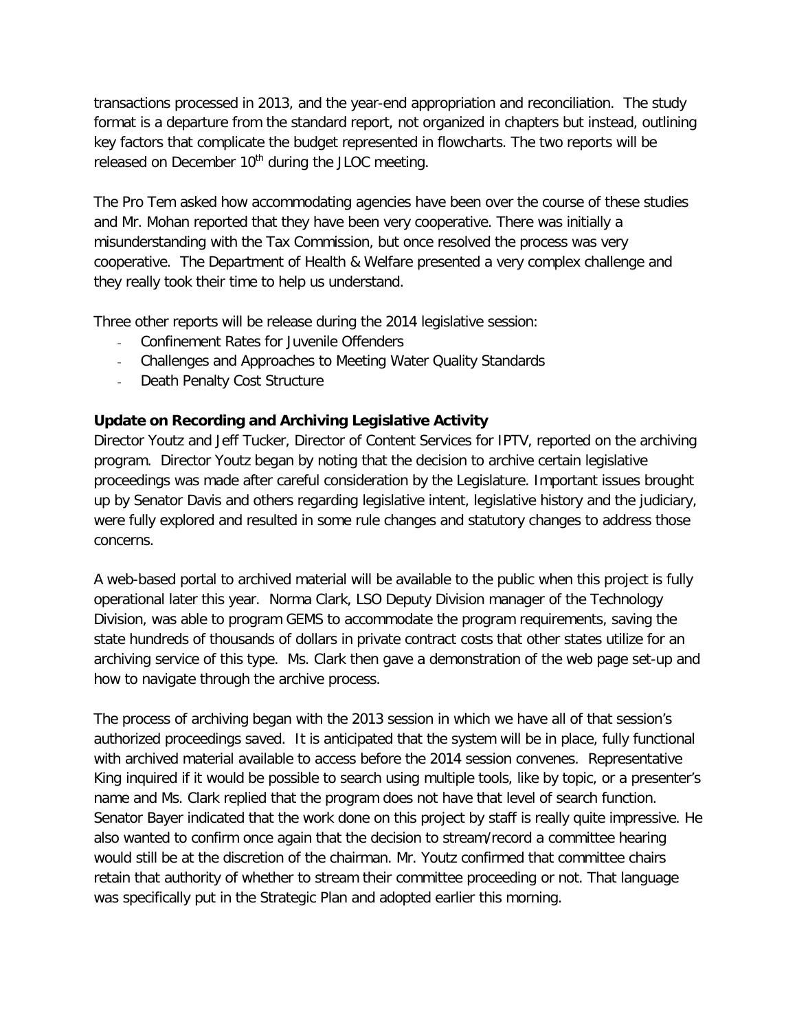transactions processed in 2013, and the year-end appropriation and reconciliation. The study format is a departure from the standard report, not organized in chapters but instead, outlining key factors that complicate the budget represented in flowcharts. The two reports will be released on December 10th during the JLOC meeting.

The Pro Tem asked how accommodating agencies have been over the course of these studies and Mr. Mohan reported that they have been very cooperative. There was initially a misunderstanding with the Tax Commission, but once resolved the process was very cooperative. The Department of Health & Welfare presented a very complex challenge and they really took their time to help us understand.

Three other reports will be release during the 2014 legislative session:

- Confinement Rates for Juvenile Offenders
- Challenges and Approaches to Meeting Water Quality Standards
- Death Penalty Cost Structure

**Update on Recording and Archiving Legislative Activity**

Director Youtz and Jeff Tucker, Director of Content Services for IPTV, reported on the archiving program. Director Youtz began by noting that the decision to archive certain legislative proceedings was made after careful consideration by the Legislature. Important issues brought up by Senator Davis and others regarding legislative intent, legislative history and the judiciary, were fully explored and resulted in some rule changes and statutory changes to address those concerns.

A web-based portal to archived material will be available to the public when this project is fully operational later this year. Norma Clark, LSO Deputy Division manager of the Technology Division, was able to program GEMS to accommodate the program requirements, saving the state hundreds of thousands of dollars in private contract costs that other states utilize for an archiving service of this type. Ms. Clark then gave a demonstration of the web page set-up and how to navigate through the archive process.

The process of archiving began with the 2013 session in which we have all of that session's authorized proceedings saved. It is anticipated that the system will be in place, fully functional with archived material available to access before the 2014 session convenes. Representative King inquired if it would be possible to search using multiple tools, like by topic, or a presenter's name and Ms. Clark replied that the program does not have that level of search function. Senator Bayer indicated that the work done on this project by staff is really quite impressive. He also wanted to confirm once again that the decision to stream/record a committee hearing would still be at the discretion of the chairman. Mr. Youtz confirmed that committee chairs retain that authority of whether to stream their committee proceeding or not. That language was specifically put in the Strategic Plan and adopted earlier this morning.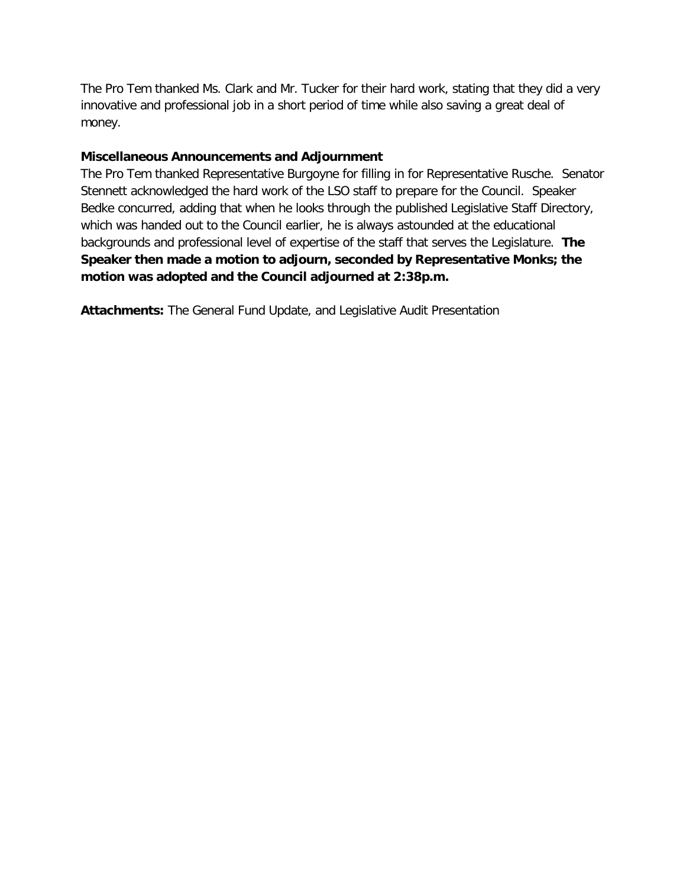The Pro Tem thanked Ms. Clark and Mr. Tucker for their hard work, stating that they did a very innovative and professional job in a short period of time while also saving a great deal of money.

**Miscellaneous Announcements and Adjournment**

The Pro Tem thanked Representative Burgoyne for filling in for Representative Rusche. Senator Stennett acknowledged the hard work of the LSO staff to prepare for the Council. Speaker Bedke concurred, adding that when he looks through the published Legislative Staff Directory, which was handed out to the Council earlier, he is always astounded at the educational backgrounds and professional level of expertise of the staff that serves the Legislature. **The Speaker then made a motion to adjourn, seconded by Representative Monks; the motion was adopted and the Council adjourned at 2:38p.m.**

**Attachments:** The General Fund Update, and Legislative Audit Presentation